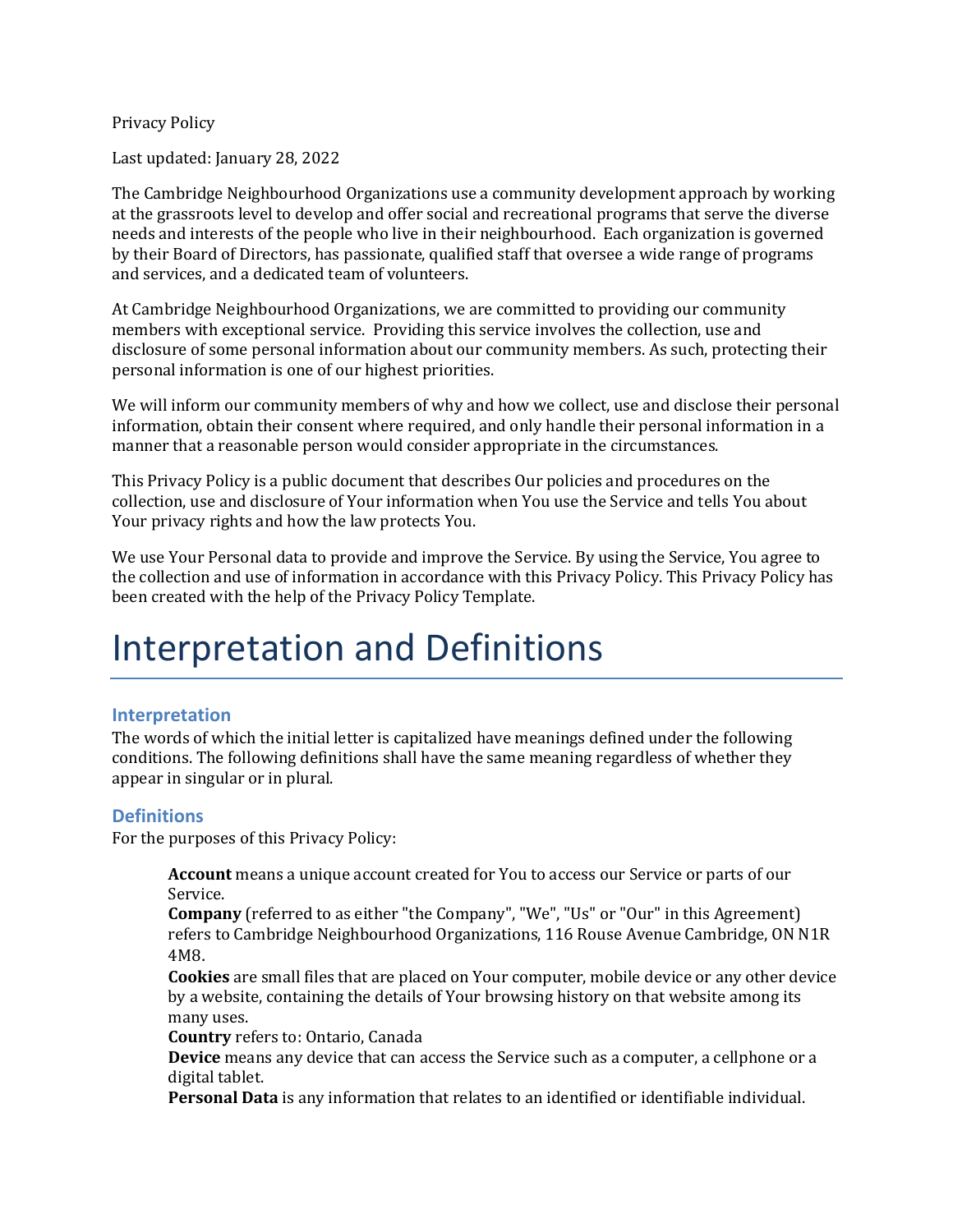Privacy Policy

Last updated: January 28, 2022

The Cambridge Neighbourhood Organizations use a community development approach by working at the grassroots level to develop and offer social and recreational programs that serve the diverse needs and interests of the people who live in their neighbourhood. Each organization is governed by their Board of Directors, has passionate, qualified staff that oversee a wide range of programs and services, and a dedicated team of volunteers.

At Cambridge Neighbourhood Organizations, we are committed to providing our community members with exceptional service. Providing this service involves the collection, use and disclosure of some personal information about our community members. As such, protecting their personal information is one of our highest priorities.

We will inform our community members of why and how we collect, use and disclose their personal information, obtain their consent where required, and only handle their personal information in a manner that a reasonable person would consider appropriate in the circumstances.

This Privacy Policy is a public document that describes Our policies and procedures on the collection, use and disclosure of Your information when You use the Service and tells You about Your privacy rights and how the law protects You.

We use Your Personal data to provide and improve the Service. By using the Service, You agree to the collection and use of information in accordance with this Privacy Policy. This Privacy Policy has been created with the help of the Privacy Policy Template.

# Interpretation and Definitions

## Interpretation

The words of which the initial letter is capitalized have meanings defined under the following conditions. The following definitions shall have the same meaning regardless of whether they appear in singular or in plural.

## Definitions

For the purposes of this Privacy Policy:

**Account** means a unique account created for You to access our Service or parts of our Service.

**Company** (referred to as either "the Company", "We", "Us" or "Our" in this Agreement) refers to Cambridge Neighbourhood Organizations, 116 Rouse Avenue Cambridge, ON N1R 4M8.

**Cookies** are small files that are placed on Your computer, mobile device or any other device by a website, containing the details of Your browsing history on that website among its many uses.

**Country** refers to: Ontario, Canada

**Device** means any device that can access the Service such as a computer, a cellphone or a digital tablet.

**Personal Data** is any information that relates to an identified or identifiable individual.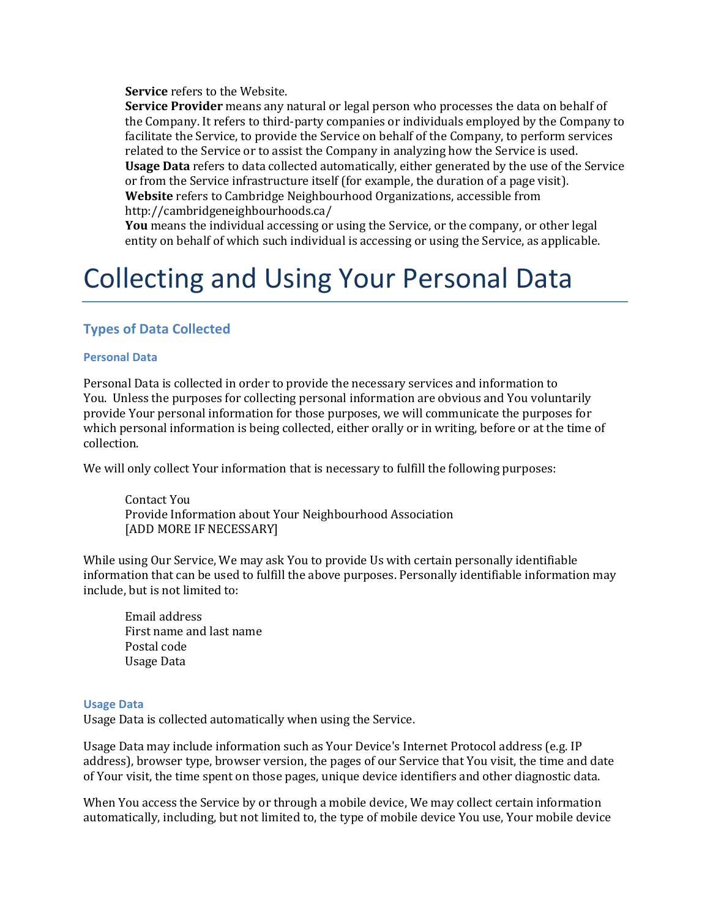**Service** refers to the Website.

**Service Provider** means any natural or legal person who processes the data on behalf of the Company. It refers to third-party companies or individuals employed by the Company to facilitate the Service, to provide the Service on behalf of the Company, to perform services related to the Service or to assist the Company in analyzing how the Service is used.

**Usage Data** refers to data collected automatically, either generated by the use of the Service or from the Service infrastructure itself (for example, the duration of a page visit).

**Website** refers to Cambridge Neighbourhood Organizations, accessible from http://cambridgeneighbourhoods.ca/

**You** means the individual accessing or using the Service, or the company, or other legal entity on behalf of which such individual is accessing or using the Service, as applicable.

# Collecting and Using Your Personal Data

## Types of Data Collected

### Personal Data

Personal Data is collected in order to provide the necessary services and information to You. Unless the purposes for collecting personal information are obvious and You voluntarily provide Your personal information for those purposes, we will communicate the purposes for which personal information is being collected, either orally or in writing, before or at the time of collection.

We will only collect Your information that is necessary to fulfill the following purposes:

- Contact You
- Provide Information about Your Neighbourhood Association
- [ADD MORE IF NECESSARY]

While using Our Service, We may ask You to provide Us with certain personally identifiable information that can be used to fulfill the above purposes. Personally identifiable information may include, but is not limited to:

- Email address
- First name and last name
- Postal code
- Usage Data

### Usage Data

Usage Data is collected automatically when using the Service.

Usage Data may include information such as Your Device's Internet Protocol address (e.g. IP address), browser type, browser version, the pages of our Service that You visit, the time and date of Your visit, the time spent on those pages, unique device identifiers and other diagnostic data.

When You access the Service by or through a mobile device, We may collect certain information automatically, including, but not limited to, the type of mobile device You use, Your mobile device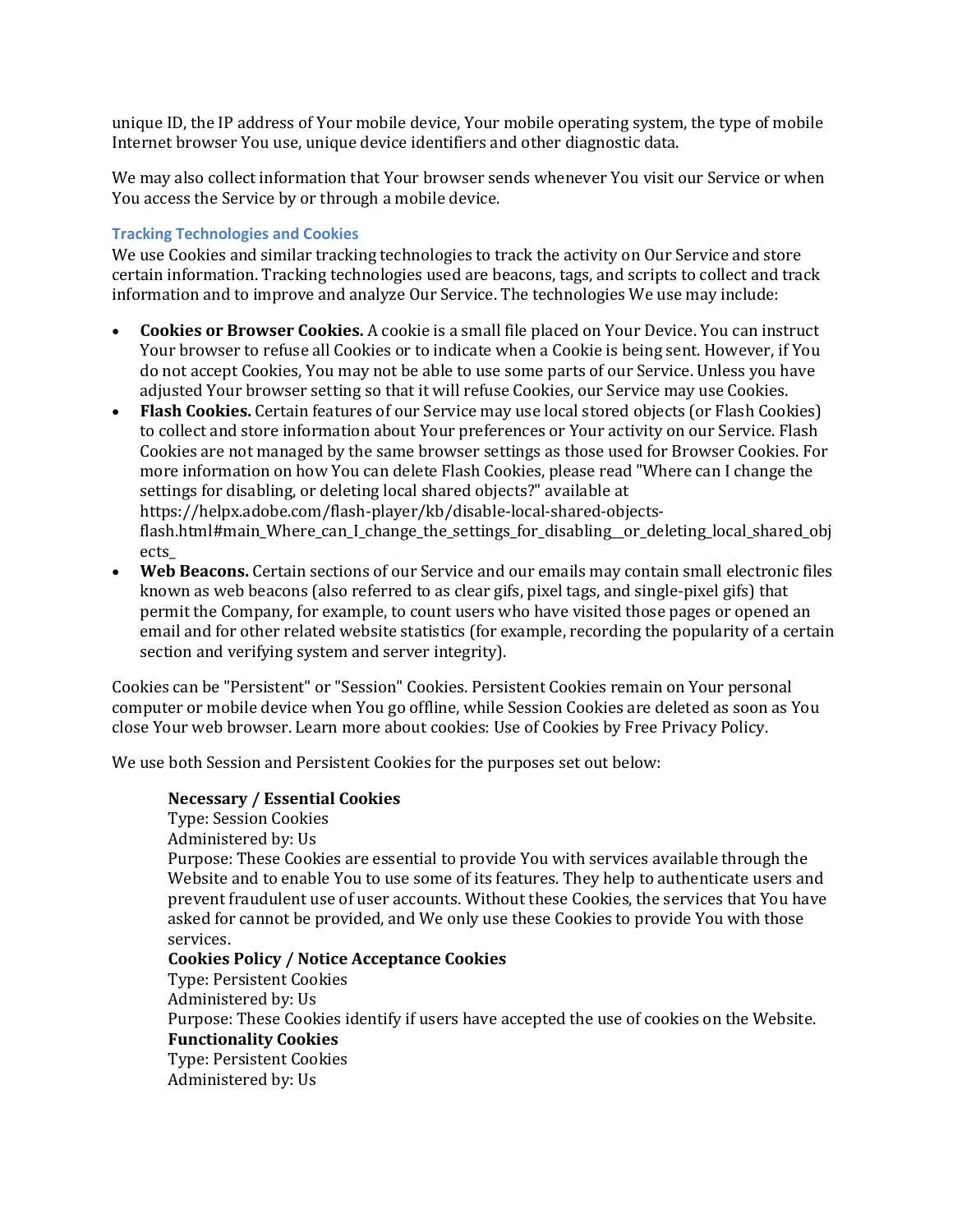unique ID, the IP address of Your mobile device, Your mobile operating system, the type of mobile Internet browser You use, unique device identifiers and other diagnostic data.

We may also collect information that Your browser sends whenever You visit our Service or when You access the Service by or through a mobile device.

### Tracking Technologies and Cookies

We use Cookies and similar tracking technologies to track the activity on Our Service and store certain information. Tracking technologies used are beacons, tags, and scripts to collect and track information and to improve and analyze Our Service. The technologies We use may include:

- **Cookies or Browser Cookies.** A cookie is a small file placed on Your Device. You can instruct Your browser to refuse all Cookies or to indicate when a Cookie is being sent. However, if You do not accept Cookies, You may not be able to use some parts of our Service. Unless you have adjusted Your browser setting so that it will refuse Cookies, our Service may use Cookies.
- **Flash Cookies.** Certain features of our Service may use local stored objects (or Flash Cookies) to collect and store information about Your preferences or Your activity on our Service. Flash Cookies are not managed by the same browser settings as those used for Browser Cookies. For more information on how You can delete Flash Cookies, please read "Where can I change the settings for disabling, or deleting local shared objects?" available at https://helpx.adobe.com/flash-player/kb/disable-local-shared-objects-flash.html#main_Where_can_I_change_the_settings_for_disabling__or_deleting_local_shared_objects_
- **Web Beacons.** Certain sections of our Service and our emails may contain small electronic files known as web beacons (also referred to as clear gifs, pixel tags, and single-pixel gifs) that permit the Company, for example, to count users who have visited those pages or opened an email and for other related website statistics (for example, recording the popularity of a certain section and verifying system and server integrity).

Cookies can be "Persistent" or "Session" Cookies. Persistent Cookies remain on Your personal computer or mobile device when You go offline, while Session Cookies are deleted as soon as You close Your web browser. Learn more about cookies: Use of Cookies by Free Privacy Policy.

We use both Session and Persistent Cookies for the purposes set out below:

> **Necessary / Essential Cookies**
> Type: Session Cookies
> Administered by: Us
> Purpose: These Cookies are essential to provide You with services available through the Website and to enable You to use some of its features. They help to authenticate users and prevent fraudulent use of user accounts. Without these Cookies, the services that You have asked for cannot be provided, and We only use these Cookies to provide You with those services.
>
> **Cookies Policy / Notice Acceptance Cookies**
> Type: Persistent Cookies
> Administered by: Us
> Purpose: These Cookies identify if users have accepted the use of cookies on the Website.
>
> **Functionality Cookies**
> Type: Persistent Cookies
> Administered by: Us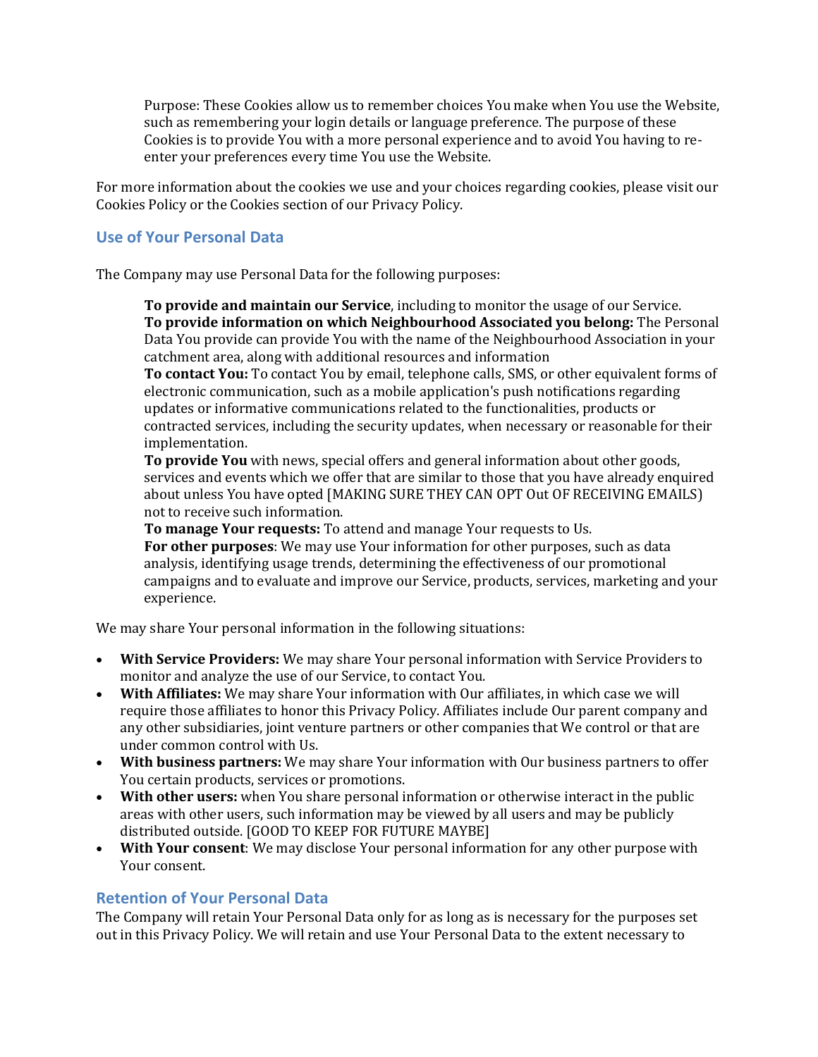Purpose: These Cookies allow us to remember choices You make when You use the Website, such as remembering your login details or language preference. The purpose of these Cookies is to provide You with a more personal experience and to avoid You having to re-enter your preferences every time You use the Website.

For more information about the cookies we use and your choices regarding cookies, please visit our Cookies Policy or the Cookies section of our Privacy Policy.

## Use of Your Personal Data

The Company may use Personal Data for the following purposes:

**To provide and maintain our Service**, including to monitor the usage of our Service.
**To provide information on which Neighbourhood Associated you belong:** The Personal Data You provide can provide You with the name of the Neighbourhood Association in your catchment area, along with additional resources and information
**To contact You:** To contact You by email, telephone calls, SMS, or other equivalent forms of electronic communication, such as a mobile application's push notifications regarding updates or informative communications related to the functionalities, products or contracted services, including the security updates, when necessary or reasonable for their implementation.
**To provide You** with news, special offers and general information about other goods, services and events which we offer that are similar to those that you have already enquired about unless You have opted [MAKING SURE THEY CAN OPT Out OF RECEIVING EMAILS) not to receive such information.
**To manage Your requests:** To attend and manage Your requests to Us.
**For other purposes**: We may use Your information for other purposes, such as data analysis, identifying usage trends, determining the effectiveness of our promotional campaigns and to evaluate and improve our Service, products, services, marketing and your experience.

We may share Your personal information in the following situations:

- **With Service Providers:** We may share Your personal information with Service Providers to monitor and analyze the use of our Service, to contact You.
- **With Affiliates:** We may share Your information with Our affiliates, in which case we will require those affiliates to honor this Privacy Policy. Affiliates include Our parent company and any other subsidiaries, joint venture partners or other companies that We control or that are under common control with Us.
- **With business partners:** We may share Your information with Our business partners to offer You certain products, services or promotions.
- **With other users:** when You share personal information or otherwise interact in the public areas with other users, such information may be viewed by all users and may be publicly distributed outside. [GOOD TO KEEP FOR FUTURE MAYBE]
- **With Your consent**: We may disclose Your personal information for any other purpose with Your consent.

## Retention of Your Personal Data

The Company will retain Your Personal Data only for as long as is necessary for the purposes set out in this Privacy Policy. We will retain and use Your Personal Data to the extent necessary to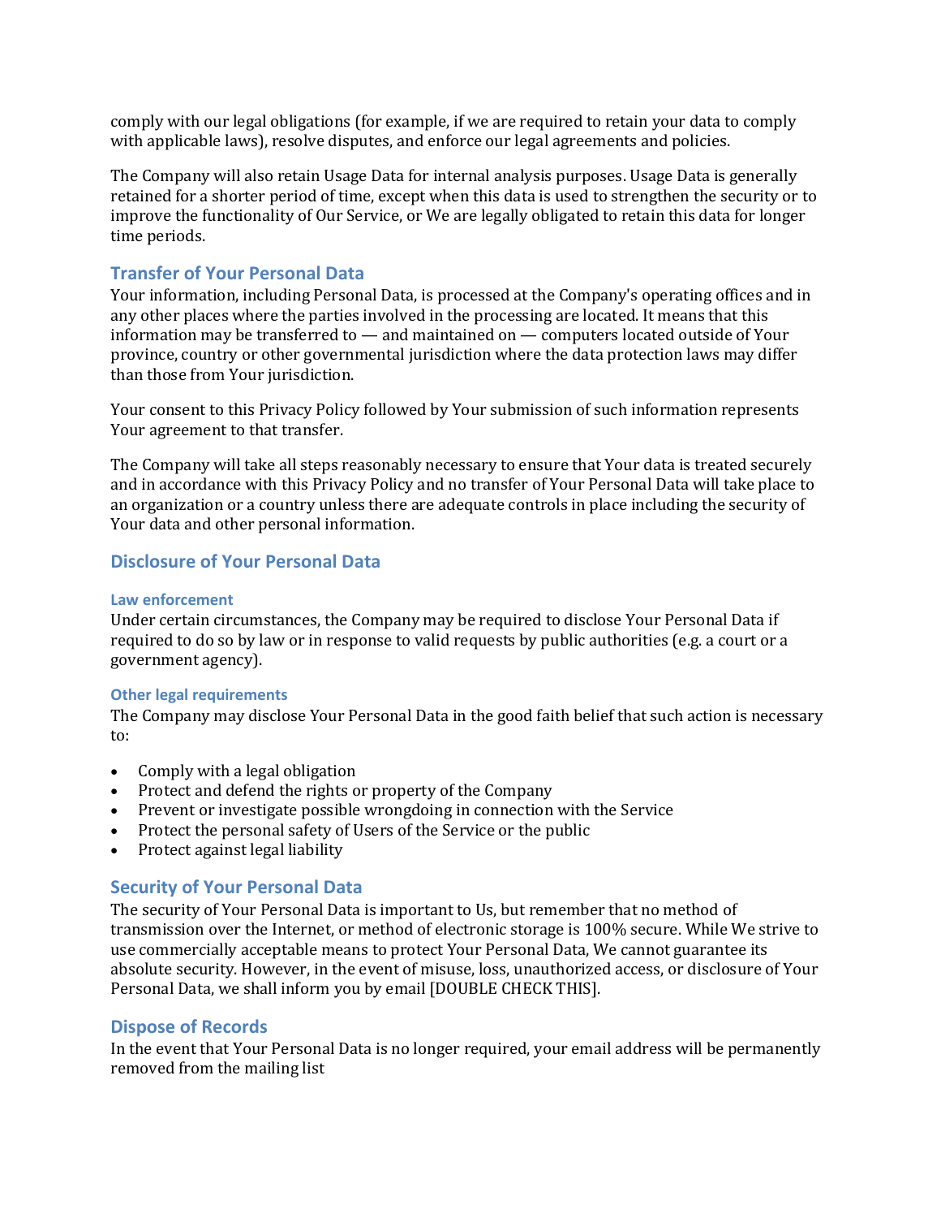comply with our legal obligations (for example, if we are required to retain your data to comply with applicable laws), resolve disputes, and enforce our legal agreements and policies.

The Company will also retain Usage Data for internal analysis purposes. Usage Data is generally retained for a shorter period of time, except when this data is used to strengthen the security or to improve the functionality of Our Service, or We are legally obligated to retain this data for longer time periods.

## Transfer of Your Personal Data

Your information, including Personal Data, is processed at the Company's operating offices and in any other places where the parties involved in the processing are located. It means that this information may be transferred to — and maintained on — computers located outside of Your province, country or other governmental jurisdiction where the data protection laws may differ than those from Your jurisdiction.

Your consent to this Privacy Policy followed by Your submission of such information represents Your agreement to that transfer.

The Company will take all steps reasonably necessary to ensure that Your data is treated securely and in accordance with this Privacy Policy and no transfer of Your Personal Data will take place to an organization or a country unless there are adequate controls in place including the security of Your data and other personal information.

## Disclosure of Your Personal Data

### Law enforcement

Under certain circumstances, the Company may be required to disclose Your Personal Data if required to do so by law or in response to valid requests by public authorities (e.g. a court or a government agency).

### Other legal requirements

The Company may disclose Your Personal Data in the good faith belief that such action is necessary to:

- Comply with a legal obligation
- Protect and defend the rights or property of the Company
- Prevent or investigate possible wrongdoing in connection with the Service
- Protect the personal safety of Users of the Service or the public
- Protect against legal liability

## Security of Your Personal Data

The security of Your Personal Data is important to Us, but remember that no method of transmission over the Internet, or method of electronic storage is 100% secure. While We strive to use commercially acceptable means to protect Your Personal Data, We cannot guarantee its absolute security. However, in the event of misuse, loss, unauthorized access, or disclosure of Your Personal Data, we shall inform you by email [DOUBLE CHECK THIS].

## Dispose of Records

In the event that Your Personal Data is no longer required, your email address will be permanently removed from the mailing list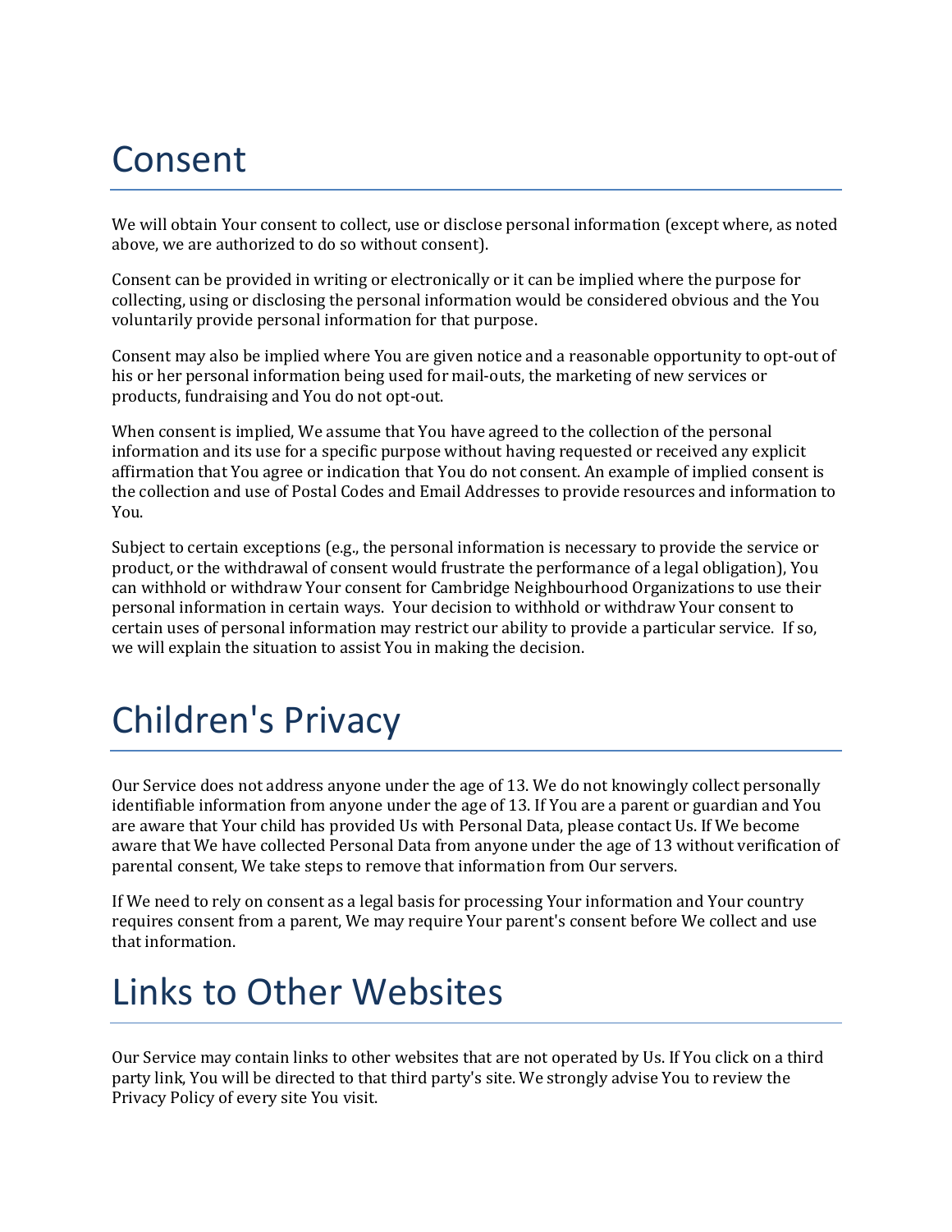# Consent

We will obtain Your consent to collect, use or disclose personal information (except where, as noted above, we are authorized to do so without consent).

Consent can be provided in writing or electronically or it can be implied where the purpose for collecting, using or disclosing the personal information would be considered obvious and the You voluntarily provide personal information for that purpose.

Consent may also be implied where You are given notice and a reasonable opportunity to opt-out of his or her personal information being used for mail-outs, the marketing of new services or products, fundraising and You do not opt-out.

When consent is implied, We assume that You have agreed to the collection of the personal information and its use for a specific purpose without having requested or received any explicit affirmation that You agree or indication that You do not consent. An example of implied consent is the collection and use of Postal Codes and Email Addresses to provide resources and information to You.

Subject to certain exceptions (e.g., the personal information is necessary to provide the service or product, or the withdrawal of consent would frustrate the performance of a legal obligation), You can withhold or withdraw Your consent for Cambridge Neighbourhood Organizations to use their personal information in certain ways. Your decision to withhold or withdraw Your consent to certain uses of personal information may restrict our ability to provide a particular service. If so, we will explain the situation to assist You in making the decision.

# Children's Privacy

Our Service does not address anyone under the age of 13. We do not knowingly collect personally identifiable information from anyone under the age of 13. If You are a parent or guardian and You are aware that Your child has provided Us with Personal Data, please contact Us. If We become aware that We have collected Personal Data from anyone under the age of 13 without verification of parental consent, We take steps to remove that information from Our servers.

If We need to rely on consent as a legal basis for processing Your information and Your country requires consent from a parent, We may require Your parent's consent before We collect and use that information.

# Links to Other Websites

Our Service may contain links to other websites that are not operated by Us. If You click on a third party link, You will be directed to that third party's site. We strongly advise You to review the Privacy Policy of every site You visit.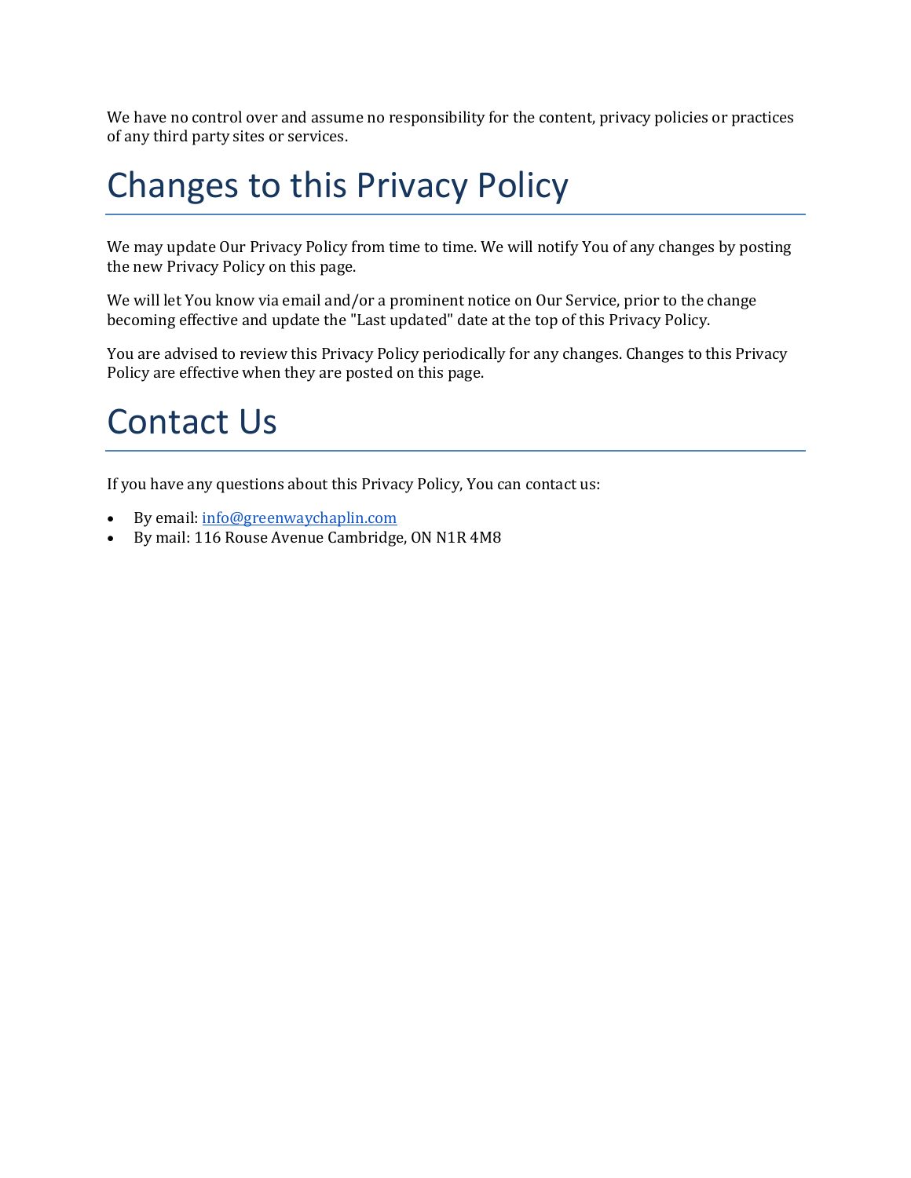We have no control over and assume no responsibility for the content, privacy policies or practices of any third party sites or services.

# Changes to this Privacy Policy

We may update Our Privacy Policy from time to time. We will notify You of any changes by posting the new Privacy Policy on this page.

We will let You know via email and/or a prominent notice on Our Service, prior to the change becoming effective and update the "Last updated" date at the top of this Privacy Policy.

You are advised to review this Privacy Policy periodically for any changes. Changes to this Privacy Policy are effective when they are posted on this page.

# Contact Us

If you have any questions about this Privacy Policy, You can contact us:

- By email: info@greenwaychaplin.com
- By mail: 116 Rouse Avenue Cambridge, ON N1R 4M8